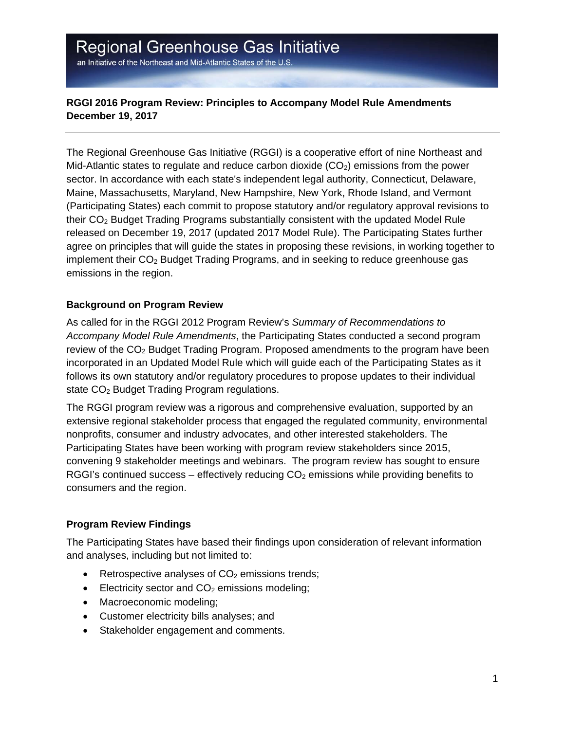# Regional Greenhouse Gas Initiative

an Initiative of the Northeast and Mid-Atlantic States of the U.S.

**RGGI 2016 Program Review: Principles to Accompany Model Rule Amendments**
**December 19, 2017**

---

The Regional Greenhouse Gas Initiative (RGGI) is a cooperative effort of nine Northeast and Mid-Atlantic states to regulate and reduce carbon dioxide ($CO_2$) emissions from the power sector. In accordance with each state's independent legal authority, Connecticut, Delaware, Maine, Massachusetts, Maryland, New Hampshire, New York, Rhode Island, and Vermont (Participating States) each commit to propose statutory and/or regulatory approval revisions to their $CO_2$ Budget Trading Programs substantially consistent with the updated Model Rule released on December 19, 2017 (updated 2017 Model Rule). The Participating States further agree on principles that will guide the states in proposing these revisions, in working together to implement their $CO_2$ Budget Trading Programs, and in seeking to reduce greenhouse gas emissions in the region.

### Background on Program Review

As called for in the RGGI 2012 Program Review's *Summary of Recommendations to Accompany Model Rule Amendments*, the Participating States conducted a second program review of the $CO_2$ Budget Trading Program. Proposed amendments to the program have been incorporated in an Updated Model Rule which will guide each of the Participating States as it follows its own statutory and/or regulatory procedures to propose updates to their individual state $CO_2$ Budget Trading Program regulations.

The RGGI program review was a rigorous and comprehensive evaluation, supported by an extensive regional stakeholder process that engaged the regulated community, environmental nonprofits, consumer and industry advocates, and other interested stakeholders. The Participating States have been working with program review stakeholders since 2015, convening 9 stakeholder meetings and webinars. The program review has sought to ensure RGGI's continued success – effectively reducing $CO_2$ emissions while providing benefits to consumers and the region.

### Program Review Findings

The Participating States have based their findings upon consideration of relevant information and analyses, including but not limited to:

- Retrospective analyses of $CO_2$ emissions trends;
- Electricity sector and $CO_2$ emissions modeling;
- Macroeconomic modeling;
- Customer electricity bills analyses; and
- Stakeholder engagement and comments.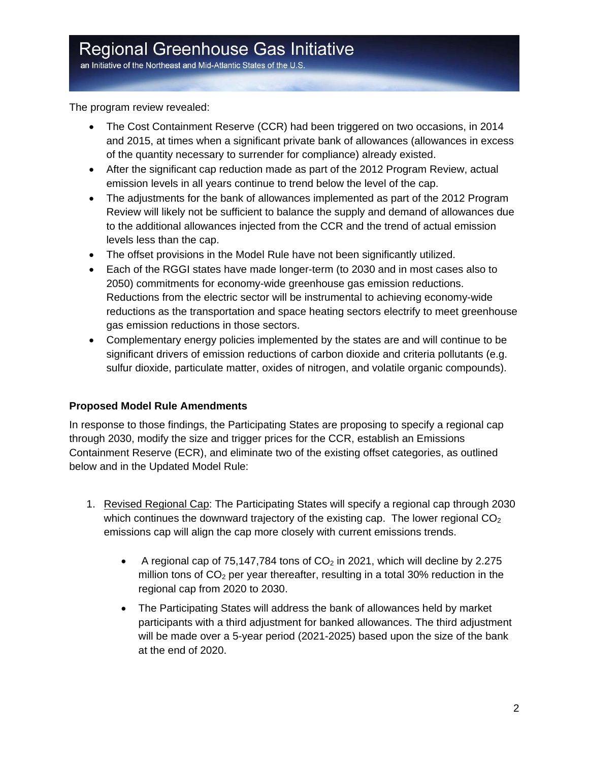The program review revealed:

- The Cost Containment Reserve (CCR) had been triggered on two occasions, in 2014 and 2015, at times when a significant private bank of allowances (allowances in excess of the quantity necessary to surrender for compliance) already existed.
- After the significant cap reduction made as part of the 2012 Program Review, actual emission levels in all years continue to trend below the level of the cap.
- The adjustments for the bank of allowances implemented as part of the 2012 Program Review will likely not be sufficient to balance the supply and demand of allowances due to the additional allowances injected from the CCR and the trend of actual emission levels less than the cap.
- The offset provisions in the Model Rule have not been significantly utilized.
- Each of the RGGI states have made longer-term (to 2030 and in most cases also to 2050) commitments for economy-wide greenhouse gas emission reductions. Reductions from the electric sector will be instrumental to achieving economy-wide reductions as the transportation and space heating sectors electrify to meet greenhouse gas emission reductions in those sectors.
- Complementary energy policies implemented by the states are and will continue to be significant drivers of emission reductions of carbon dioxide and criteria pollutants (e.g. sulfur dioxide, particulate matter, oxides of nitrogen, and volatile organic compounds).

**Proposed Model Rule Amendments**

In response to those findings, the Participating States are proposing to specify a regional cap through 2030, modify the size and trigger prices for the CCR, establish an Emissions Containment Reserve (ECR), and eliminate two of the existing offset categories, as outlined below and in the Updated Model Rule:

1. Revised Regional Cap: The Participating States will specify a regional cap through 2030 which continues the downward trajectory of the existing cap. The lower regional $CO_2$ emissions cap will align the cap more closely with current emissions trends.

   - A regional cap of 75,147,784 tons of $CO_2$ in 2021, which will decline by 2.275 million tons of $CO_2$ per year thereafter, resulting in a total 30% reduction in the regional cap from 2020 to 2030.
   - The Participating States will address the bank of allowances held by market participants with a third adjustment for banked allowances. The third adjustment will be made over a 5-year period (2021-2025) based upon the size of the bank at the end of 2020.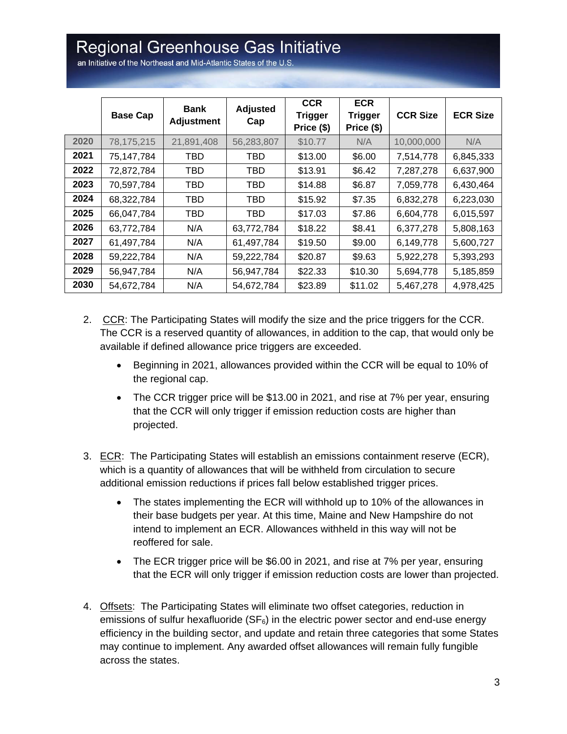# Regional Greenhouse Gas Initiative

an Initiative of the Northeast and Mid-Atlantic States of the U.S.

| | Base Cap | Bank Adjustment | Adjusted Cap | CCR Trigger Price ($) | ECR Trigger Price ($) | CCR Size | ECR Size |
|---|---|---|---|---|---|---|---|
| **2020** | 78,175,215 | 21,891,408 | 56,283,807 | $10.77 | N/A | 10,000,000 | N/A |
| **2021** | 75,147,784 | TBD | TBD | $13.00 | $6.00 | 7,514,778 | 6,845,333 |
| **2022** | 72,872,784 | TBD | TBD | $13.91 | $6.42 | 7,287,278 | 6,637,900 |
| **2023** | 70,597,784 | TBD | TBD | $14.88 | $6.87 | 7,059,778 | 6,430,464 |
| **2024** | 68,322,784 | TBD | TBD | $15.92 | $7.35 | 6,832,278 | 6,223,030 |
| **2025** | 66,047,784 | TBD | TBD | $17.03 | $7.86 | 6,604,778 | 6,015,597 |
| **2026** | 63,772,784 | N/A | 63,772,784 | $18.22 | $8.41 | 6,377,278 | 5,808,163 |
| **2027** | 61,497,784 | N/A | 61,497,784 | $19.50 | $9.00 | 6,149,778 | 5,600,727 |
| **2028** | 59,222,784 | N/A | 59,222,784 | $20.87 | $9.63 | 5,922,278 | 5,393,293 |
| **2029** | 56,947,784 | N/A | 56,947,784 | $22.33 | $10.30 | 5,694,778 | 5,185,859 |
| **2030** | 54,672,784 | N/A | 54,672,784 | $23.89 | $11.02 | 5,467,278 | 4,978,425 |

2. CCR: The Participating States will modify the size and the price triggers for the CCR. The CCR is a reserved quantity of allowances, in addition to the cap, that would only be available if defined allowance price triggers are exceeded.

   - Beginning in 2021, allowances provided within the CCR will be equal to 10% of the regional cap.
   - The CCR trigger price will be $13.00 in 2021, and rise at 7% per year, ensuring that the CCR will only trigger if emission reduction costs are higher than projected.

3. ECR: The Participating States will establish an emissions containment reserve (ECR), which is a quantity of allowances that will be withheld from circulation to secure additional emission reductions if prices fall below established trigger prices.

   - The states implementing the ECR will withhold up to 10% of the allowances in their base budgets per year. At this time, Maine and New Hampshire do not intend to implement an ECR. Allowances withheld in this way will not be reoffered for sale.
   - The ECR trigger price will be $6.00 in 2021, and rise at 7% per year, ensuring that the ECR will only trigger if emission reduction costs are lower than projected.

4. Offsets: The Participating States will eliminate two offset categories, reduction in emissions of sulfur hexafluoride ($SF_6$) in the electric power sector and end-use energy efficiency in the building sector, and update and retain three categories that some States may continue to implement. Any awarded offset allowances will remain fully fungible across the states.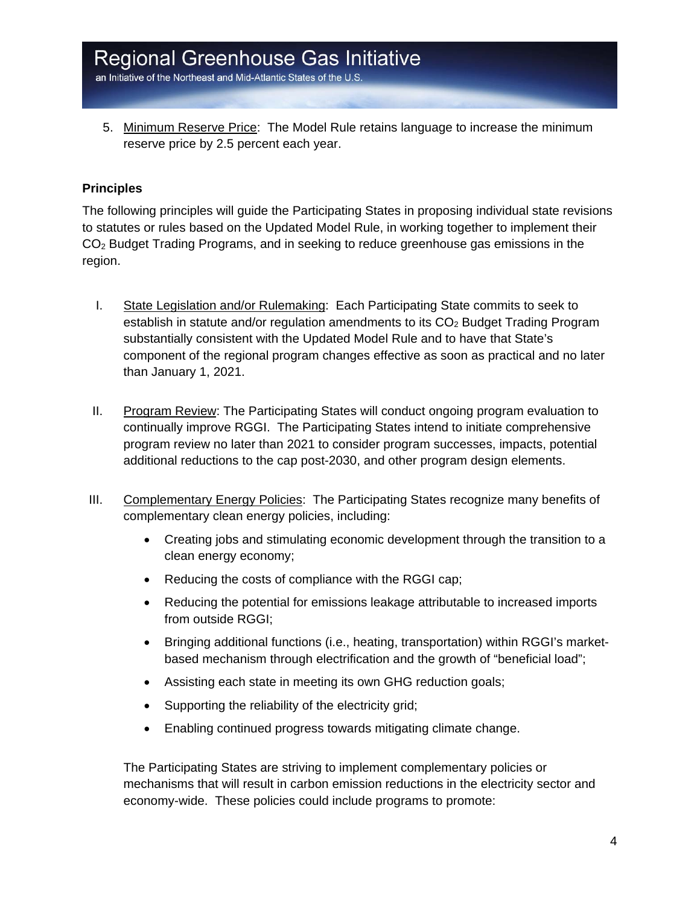5. Minimum Reserve Price: The Model Rule retains language to increase the minimum reserve price by 2.5 percent each year.

**Principles**

The following principles will guide the Participating States in proposing individual state revisions to statutes or rules based on the Updated Model Rule, in working together to implement their $CO_2$ Budget Trading Programs, and in seeking to reduce greenhouse gas emissions in the region.

I. State Legislation and/or Rulemaking: Each Participating State commits to seek to establish in statute and/or regulation amendments to its $CO_2$ Budget Trading Program substantially consistent with the Updated Model Rule and to have that State's component of the regional program changes effective as soon as practical and no later than January 1, 2021.

II. Program Review: The Participating States will conduct ongoing program evaluation to continually improve RGGI. The Participating States intend to initiate comprehensive program review no later than 2021 to consider program successes, impacts, potential additional reductions to the cap post-2030, and other program design elements.

III. Complementary Energy Policies: The Participating States recognize many benefits of complementary clean energy policies, including:

- Creating jobs and stimulating economic development through the transition to a clean energy economy;
- Reducing the costs of compliance with the RGGI cap;
- Reducing the potential for emissions leakage attributable to increased imports from outside RGGI;
- Bringing additional functions (i.e., heating, transportation) within RGGI's market-based mechanism through electrification and the growth of "beneficial load";
- Assisting each state in meeting its own GHG reduction goals;
- Supporting the reliability of the electricity grid;
- Enabling continued progress towards mitigating climate change.

The Participating States are striving to implement complementary policies or mechanisms that will result in carbon emission reductions in the electricity sector and economy-wide. These policies could include programs to promote: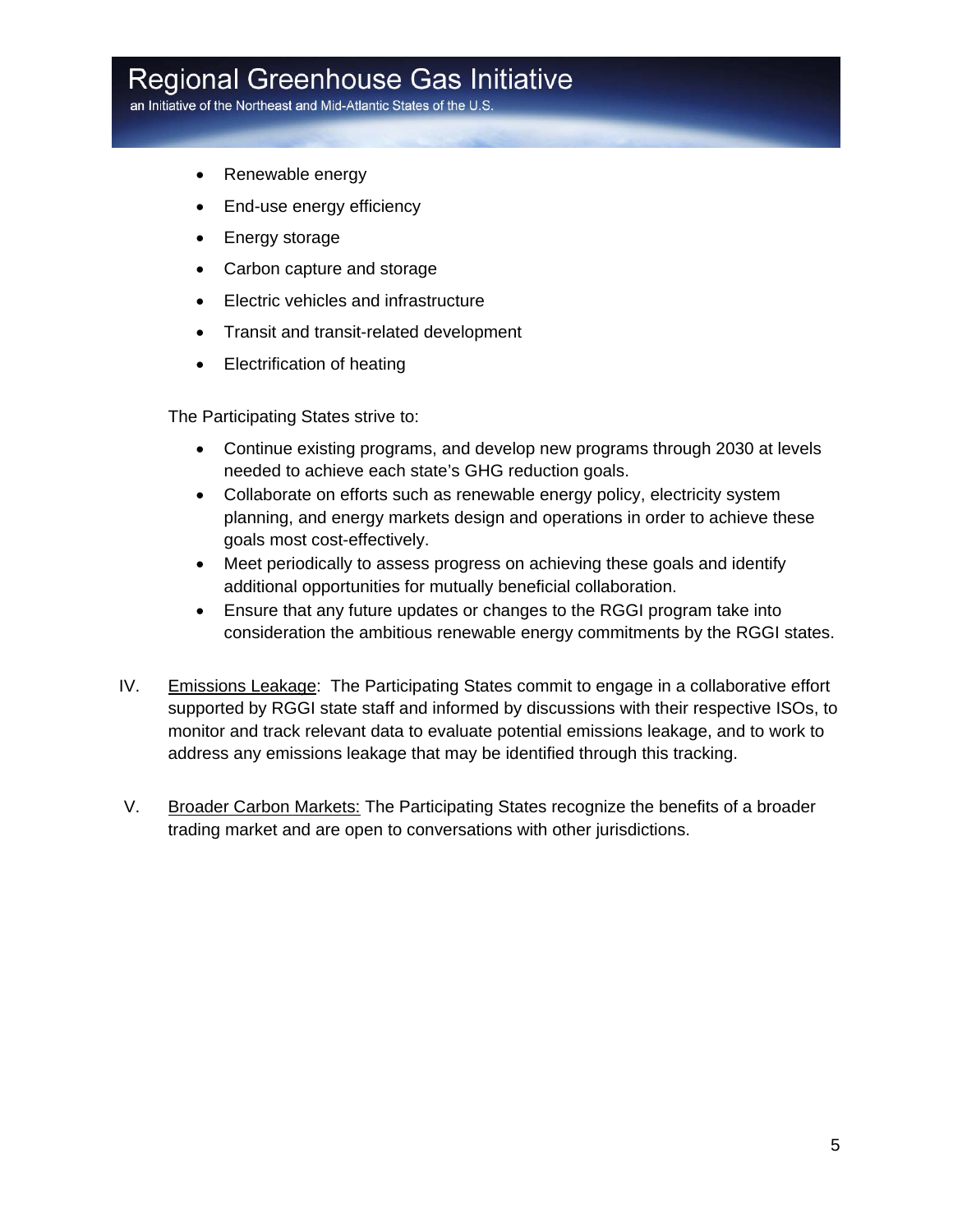- Renewable energy
- End-use energy efficiency
- Energy storage
- Carbon capture and storage
- Electric vehicles and infrastructure
- Transit and transit-related development
- Electrification of heating

The Participating States strive to:

- Continue existing programs, and develop new programs through 2030 at levels needed to achieve each state's GHG reduction goals.
- Collaborate on efforts such as renewable energy policy, electricity system planning, and energy markets design and operations in order to achieve these goals most cost-effectively.
- Meet periodically to assess progress on achieving these goals and identify additional opportunities for mutually beneficial collaboration.
- Ensure that any future updates or changes to the RGGI program take into consideration the ambitious renewable energy commitments by the RGGI states.

IV. <u>Emissions Leakage</u>: The Participating States commit to engage in a collaborative effort supported by RGGI state staff and informed by discussions with their respective ISOs, to monitor and track relevant data to evaluate potential emissions leakage, and to work to address any emissions leakage that may be identified through this tracking.

V. <u>Broader Carbon Markets:</u> The Participating States recognize the benefits of a broader trading market and are open to conversations with other jurisdictions.